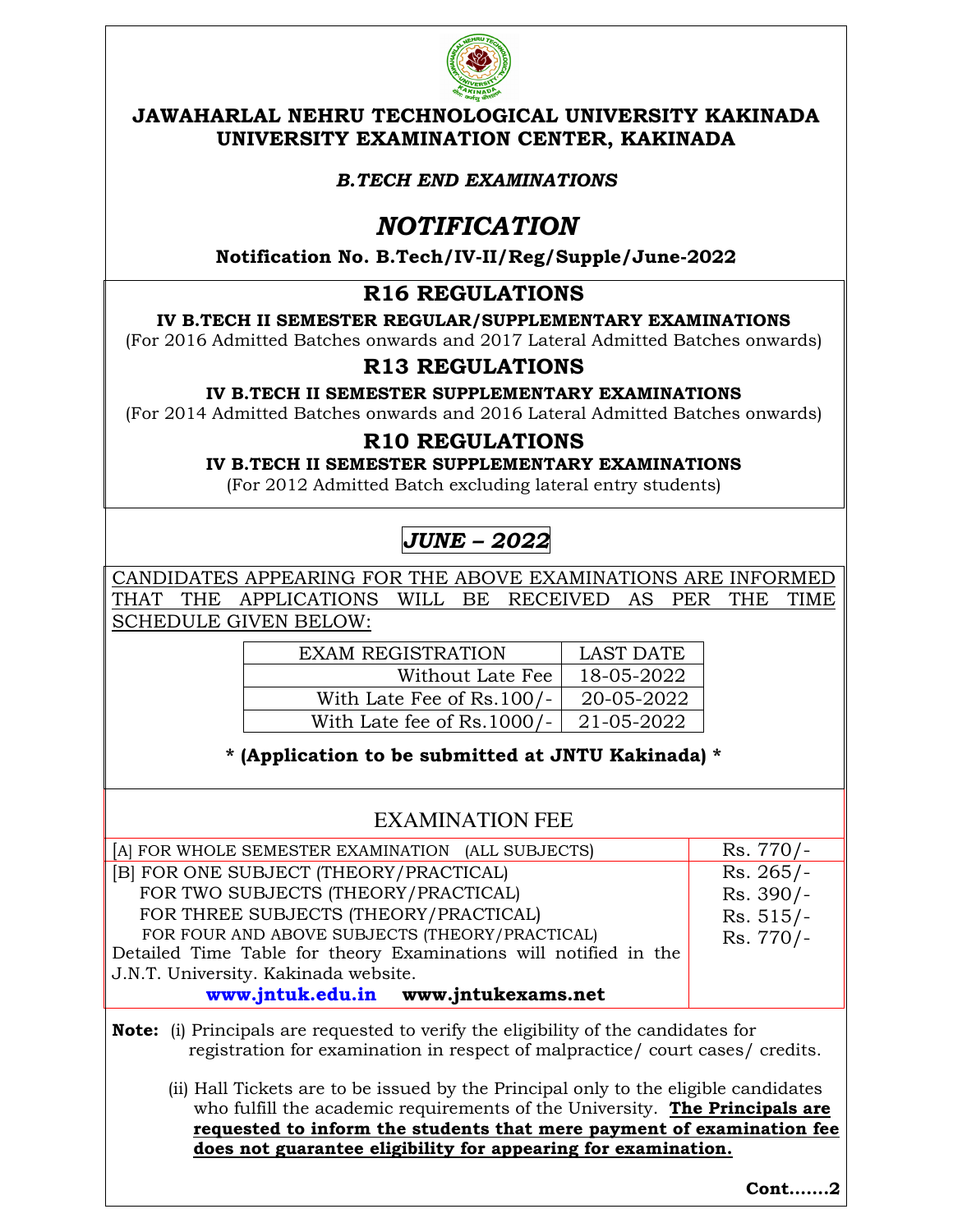# JAWAHARLAL NEHRU TECHNOLOGICAL UNIVERSITY KAKINADA
## UNIVERSITY EXAMINATION CENTER, KAKINADA

***B.TECH END EXAMINATIONS***

# *NOTIFICATION*

**Notification No. B.Tech/IV-II/Reg/Supple/June-2022**

## R16 REGULATIONS

**IV B.TECH II SEMESTER REGULAR/SUPPLEMENTARY EXAMINATIONS**

(For 2016 Admitted Batches onwards and 2017 Lateral Admitted Batches onwards)

## R13 REGULATIONS

**IV B.TECH II SEMESTER SUPPLEMENTARY EXAMINATIONS**

(For 2014 Admitted Batches onwards and 2016 Lateral Admitted Batches onwards)

## R10 REGULATIONS

**IV B.TECH II SEMESTER SUPPLEMENTARY EXAMINATIONS**

(For 2012 Admitted Batch excluding lateral entry students)

***JUNE – 2022***

CANDIDATES APPEARING FOR THE ABOVE EXAMINATIONS ARE INFORMED THAT THE APPLICATIONS WILL BE RECEIVED AS PER THE TIME SCHEDULE GIVEN BELOW:

| EXAM REGISTRATION | LAST DATE |
|---|---|
| Without Late Fee | 18-05-2022 |
| With Late Fee of Rs.100/- | 20-05-2022 |
| With Late fee of Rs.1000/- | 21-05-2022 |

**\* (Application to be submitted at JNTU Kakinada) \***

EXAMINATION FEE

| | |
|---|---|
| [A] FOR WHOLE SEMESTER EXAMINATION (ALL SUBJECTS) | Rs. 770/- |
| [B] FOR ONE SUBJECT (THEORY/PRACTICAL) | Rs. 265/- |
| FOR TWO SUBJECTS (THEORY/PRACTICAL) | Rs. 390/- |
| FOR THREE SUBJECTS (THEORY/PRACTICAL) | Rs. 515/- |
| FOR FOUR AND ABOVE SUBJECTS (THEORY/PRACTICAL) | Rs. 770/- |
| Detailed Time Table for theory Examinations will notified in the J.N.T. University. Kakinada website. **www.jntuk.edu.in** **www.jntukexams.net** | |

**Note:** (i) Principals are requested to verify the eligibility of the candidates for registration for examination in respect of malpractice/ court cases/ credits.

(ii) Hall Tickets are to be issued by the Principal only to the eligible candidates who fulfill the academic requirements of the University. **The Principals are requested to inform the students that mere payment of examination fee does not guarantee eligibility for appearing for examination.**

**Cont…….2**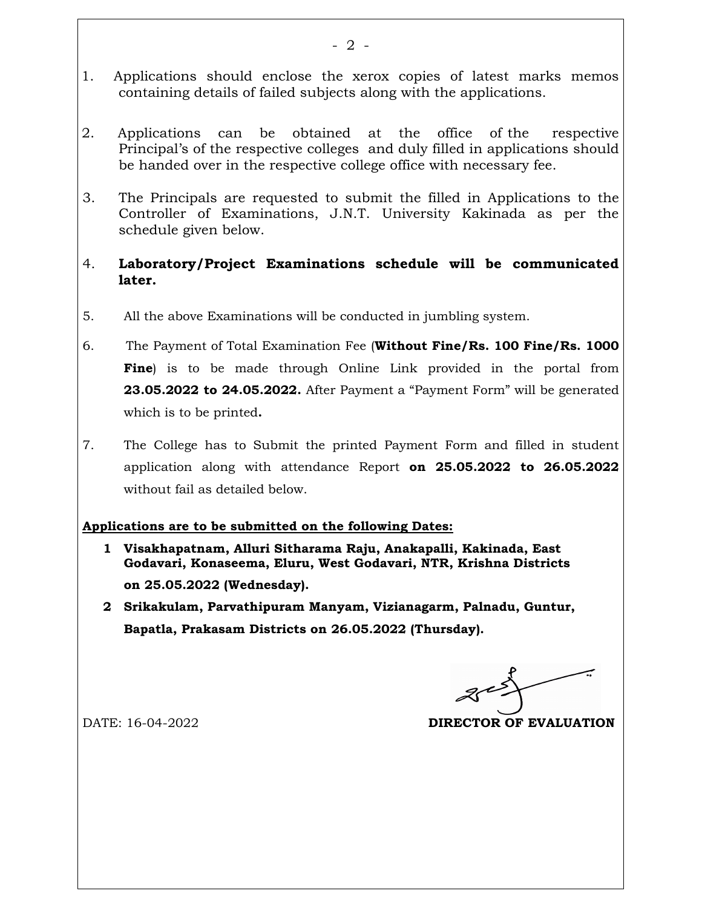1. Applications should enclose the xerox copies of latest marks memos containing details of failed subjects along with the applications.

2. Applications can be obtained at the office of the respective Principal's of the respective colleges and duly filled in applications should be handed over in the respective college office with necessary fee.

3. The Principals are requested to submit the filled in Applications to the Controller of Examinations, J.N.T. University Kakinada as per the schedule given below.

4. **Laboratory/Project Examinations schedule will be communicated later.**

5. All the above Examinations will be conducted in jumbling system.

6. The Payment of Total Examination Fee (**Without Fine/Rs. 100 Fine/Rs. 1000 Fine**) is to be made through Online Link provided in the portal from **23.05.2022 to 24.05.2022.** After Payment a "Payment Form" will be generated which is to be printed**.**

7. The College has to Submit the printed Payment Form and filled in student application along with attendance Report **on 25.05.2022 to 26.05.2022** without fail as detailed below.

**<u>Applications are to be submitted on the following Dates:</u>**

1. **Visakhapatnam, Alluri Sitharama Raju, Anakapalli, Kakinada, East Godavari, Konaseema, Eluru, West Godavari, NTR, Krishna Districts on 25.05.2022 (Wednesday).**
2. **Srikakulam, Parvathipuram Manyam, Vizianagarm, Palnadu, Guntur, Bapatla, Prakasam Districts on 26.05.2022 (Thursday).**

DATE: 16-04-2022

**DIRECTOR OF EVALUATION**